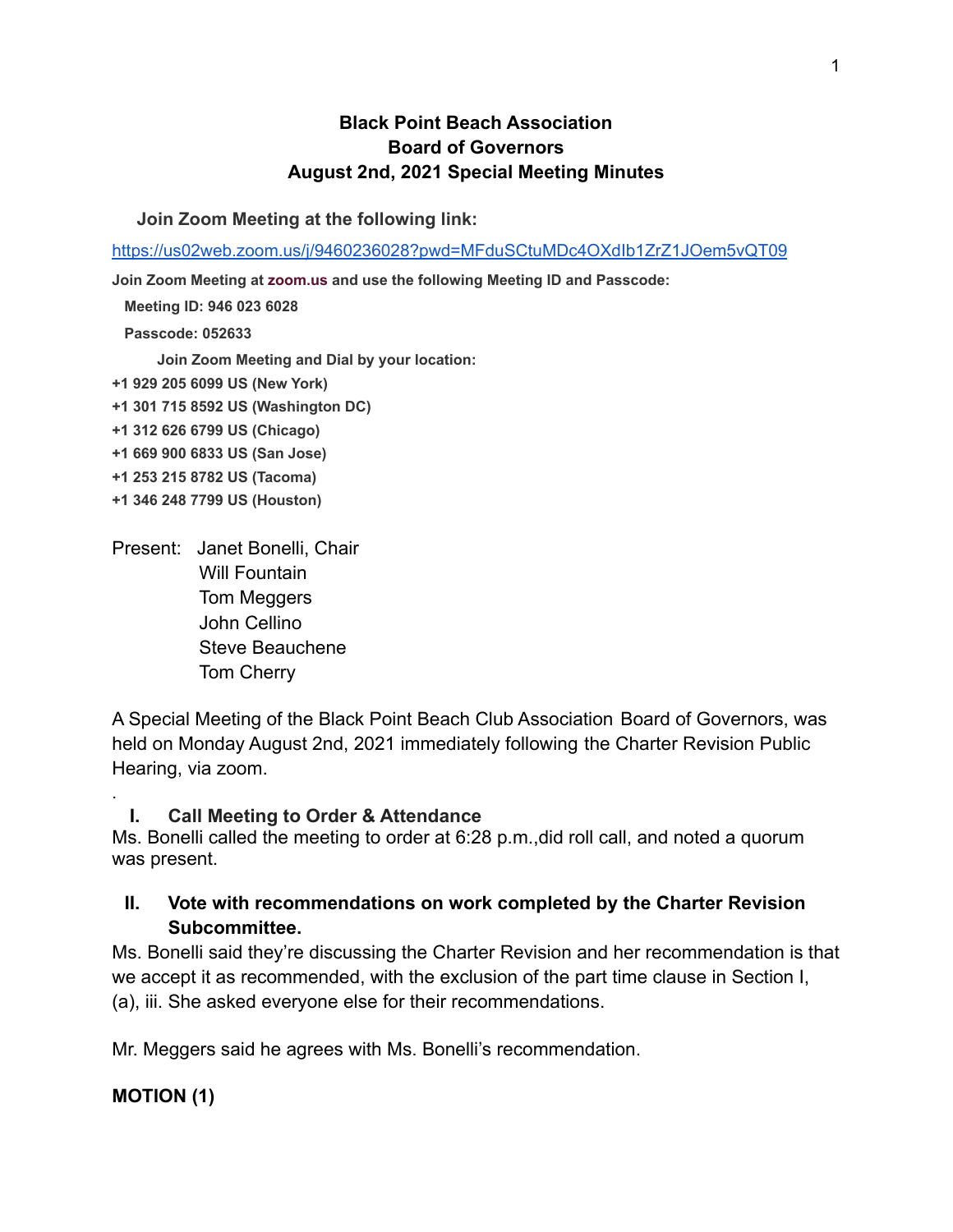# Black Point Beach Association
## Board of Governors
## August 2nd, 2021 Special Meeting Minutes

**Join Zoom Meeting at the following link:**

https://us02web.zoom.us/j/9460236028?pwd=MFduSCtuMDc4OXdIb1ZrZ1JOem5vQT09

**Join Zoom Meeting at zoom.us and use the following Meeting ID and Passcode:**

**Meeting ID: 946 023 6028**

**Passcode: 052633**

**Join Zoom Meeting and Dial by your location:**

**+1 929 205 6099 US (New York)**
**+1 301 715 8592 US (Washington DC)**
**+1 312 626 6799 US (Chicago)**
**+1 669 900 6833 US (San Jose)**
**+1 253 215 8782 US (Tacoma)**
**+1 346 248 7799 US (Houston)**

Present: Janet Bonelli, Chair
Will Fountain
Tom Meggers
John Cellino
Steve Beauchene
Tom Cherry

A Special Meeting of the Black Point Beach Club Association Board of Governors, was held on Monday August 2nd, 2021 immediately following the Charter Revision Public Hearing, via zoom.

.

### I. Call Meeting to Order & Attendance

Ms. Bonelli called the meeting to order at 6:28 p.m.,did roll call, and noted a quorum was present.

### II. Vote with recommendations on work completed by the Charter Revision Subcommittee.

Ms. Bonelli said they're discussing the Charter Revision and her recommendation is that we accept it as recommended, with the exclusion of the part time clause in Section I, (a), iii. She asked everyone else for their recommendations.

Mr. Meggers said he agrees with Ms. Bonelli's recommendation.

**MOTION (1)**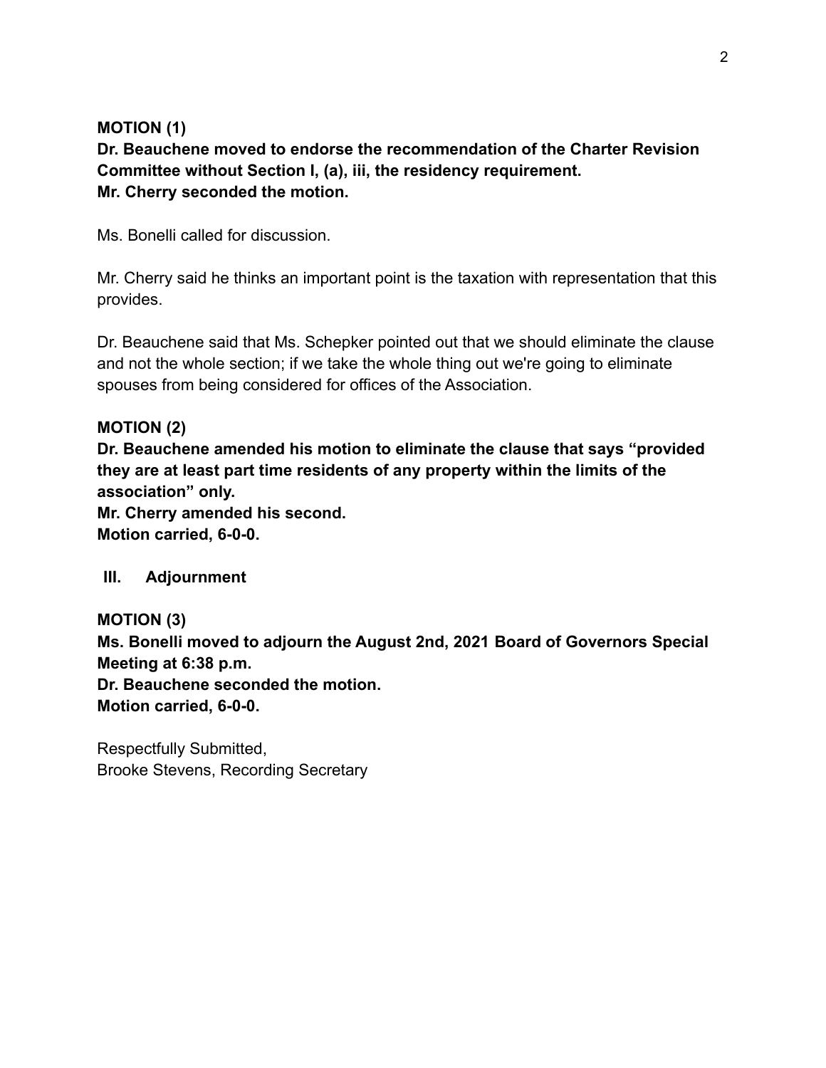**MOTION (1)**
**Dr. Beauchene moved to endorse the recommendation of the Charter Revision Committee without Section I, (a), iii, the residency requirement.**
**Mr. Cherry seconded the motion.**

Ms. Bonelli called for discussion.

Mr. Cherry said he thinks an important point is the taxation with representation that this provides.

Dr. Beauchene said that Ms. Schepker pointed out that we should eliminate the clause and not the whole section; if we take the whole thing out we're going to eliminate spouses from being considered for offices of the Association.

**MOTION (2)**
**Dr. Beauchene amended his motion to eliminate the clause that says "provided they are at least part time residents of any property within the limits of the association" only.**
**Mr. Cherry amended his second.**
**Motion carried, 6-0-0.**

## III. Adjournment

**MOTION (3)**
**Ms. Bonelli moved to adjourn the August 2nd, 2021 Board of Governors Special Meeting at 6:38 p.m.**
**Dr. Beauchene seconded the motion.**
**Motion carried, 6-0-0.**

Respectfully Submitted,
Brooke Stevens, Recording Secretary